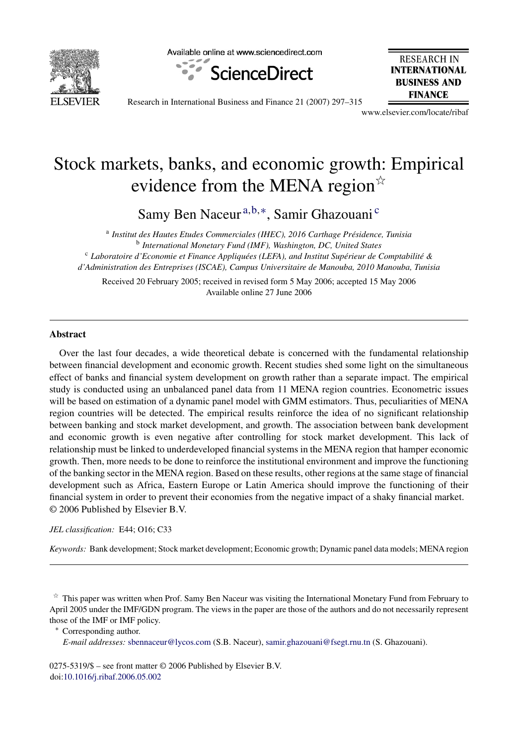# Stock markets, banks, and economic growth: Empirical evidence from the MENA region[☆]

Samy Ben Naceur[a,b,*], Samir Ghazouani[c]

[a] *Institut des Hautes Etudes Commerciales (IHEC), 2016 Carthage Présidence, Tunisia*
[b] *International Monetary Fund (IMF), Washington, DC, United States*
[c] *Laboratoire d'Economie et Finance Appliquées (LEFA), and Institut Supérieur de Comptabilité & d'Administration des Entreprises (ISCAE), Campus Universitaire de Manouba, 2010 Manouba, Tunisia*

Received 20 February 2005; received in revised form 5 May 2006; accepted 15 May 2006
Available online 27 June 2006

## Abstract

Over the last four decades, a wide theoretical debate is concerned with the fundamental relationship between financial development and economic growth. Recent studies shed some light on the simultaneous effect of banks and financial system development on growth rather than a separate impact. The empirical study is conducted using an unbalanced panel data from 11 MENA region countries. Econometric issues will be based on estimation of a dynamic panel model with GMM estimators. Thus, peculiarities of MENA region countries will be detected. The empirical results reinforce the idea of no significant relationship between banking and stock market development, and growth. The association between bank development and economic growth is even negative after controlling for stock market development. This lack of relationship must be linked to underdeveloped financial systems in the MENA region that hamper economic growth. Then, more needs to be done to reinforce the institutional environment and improve the functioning of the banking sector in the MENA region. Based on these results, other regions at the same stage of financial development such as Africa, Eastern Europe or Latin America should improve the functioning of their financial system in order to prevent their economies from the negative impact of a shaky financial market.
© 2006 Published by Elsevier B.V.

*JEL classification:* E44; O16; C33

*Keywords:* Bank development; Stock market development; Economic growth; Dynamic panel data models; MENA region

[☆] This paper was written when Prof. Samy Ben Naceur was visiting the International Monetary Fund from February to April 2005 under the IMF/GDN program. The views in the paper are those of the authors and do not necessarily represent those of the IMF or IMF policy.

[*] Corresponding author.
*E-mail addresses:* sbennaceur@lycos.com (S.B. Naceur), samir.ghazouani@fsegt.rnu.tn (S. Ghazouani).

0275-5319/$ – see front matter © 2006 Published by Elsevier B.V.
doi:10.1016/j.ribaf.2006.05.002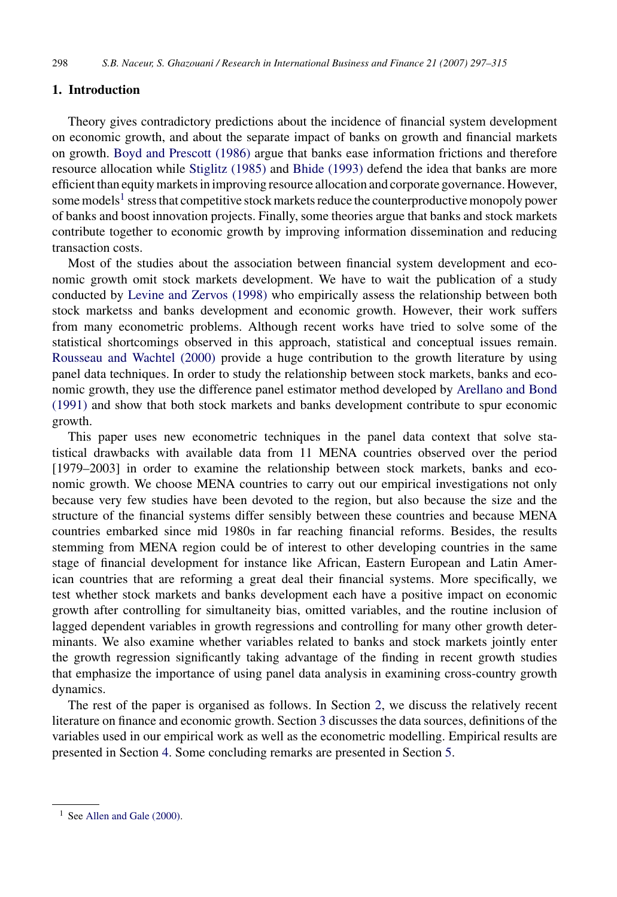## 1. Introduction

Theory gives contradictory predictions about the incidence of financial system development on economic growth, and about the separate impact of banks on growth and financial markets on growth. Boyd and Prescott (1986) argue that banks ease information frictions and therefore resource allocation while Stiglitz (1985) and Bhide (1993) defend the idea that banks are more efficient than equity markets in improving resource allocation and corporate governance. However, some models[1] stress that competitive stock markets reduce the counterproductive monopoly power of banks and boost innovation projects. Finally, some theories argue that banks and stock markets contribute together to economic growth by improving information dissemination and reducing transaction costs.

Most of the studies about the association between financial system development and economic growth omit stock markets development. We have to wait the publication of a study conducted by Levine and Zervos (1998) who empirically assess the relationship between both stock marketss and banks development and economic growth. However, their work suffers from many econometric problems. Although recent works have tried to solve some of the statistical shortcomings observed in this approach, statistical and conceptual issues remain. Rousseau and Wachtel (2000) provide a huge contribution to the growth literature by using panel data techniques. In order to study the relationship between stock markets, banks and economic growth, they use the difference panel estimator method developed by Arellano and Bond (1991) and show that both stock markets and banks development contribute to spur economic growth.

This paper uses new econometric techniques in the panel data context that solve statistical drawbacks with available data from 11 MENA countries observed over the period [1979–2003] in order to examine the relationship between stock markets, banks and economic growth. We choose MENA countries to carry out our empirical investigations not only because very few studies have been devoted to the region, but also because the size and the structure of the financial systems differ sensibly between these countries and because MENA countries embarked since mid 1980s in far reaching financial reforms. Besides, the results stemming from MENA region could be of interest to other developing countries in the same stage of financial development for instance like African, Eastern European and Latin American countries that are reforming a great deal their financial systems. More specifically, we test whether stock markets and banks development each have a positive impact on economic growth after controlling for simultaneity bias, omitted variables, and the routine inclusion of lagged dependent variables in growth regressions and controlling for many other growth determinants. We also examine whether variables related to banks and stock markets jointly enter the growth regression significantly taking advantage of the finding in recent growth studies that emphasize the importance of using panel data analysis in examining cross-country growth dynamics.

The rest of the paper is organised as follows. In Section 2, we discuss the relatively recent literature on finance and economic growth. Section 3 discusses the data sources, definitions of the variables used in our empirical work as well as the econometric modelling. Empirical results are presented in Section 4. Some concluding remarks are presented in Section 5.

[1] See Allen and Gale (2000).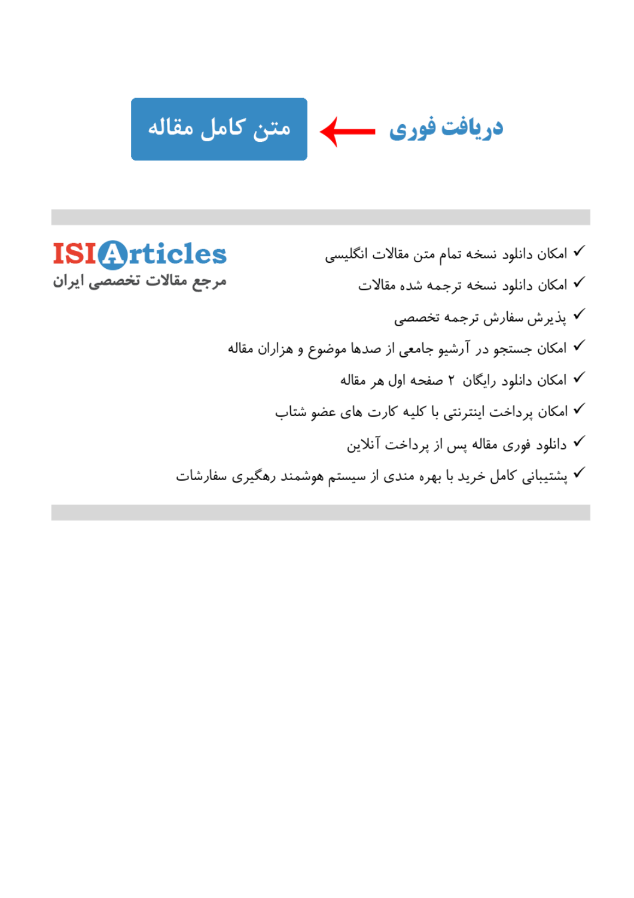دریافت فوری ← متن کامل مقاله

**ISIArticles**
مرجع مقالات تخصصی ایران

- ✓ امکان دانلود نسخه تمام متن مقالات انگلیسی
- ✓ امکان دانلود نسخه ترجمه شده مقالات
- ✓ پذیرش سفارش ترجمه تخصصی
- ✓ امکان جستجو در آرشیو جامعی از صدها موضوع و هزاران مقاله
- ✓ امکان دانلود رایگان ۲ صفحه اول هر مقاله
- ✓ امکان پرداخت اینترنتی با کلیه کارت های عضو شتاب
- ✓ دانلود فوری مقاله پس از پرداخت آنلاین
- ✓ پشتیبانی کامل خرید با بهره مندی از سیستم هوشمند رهگیری سفارشات